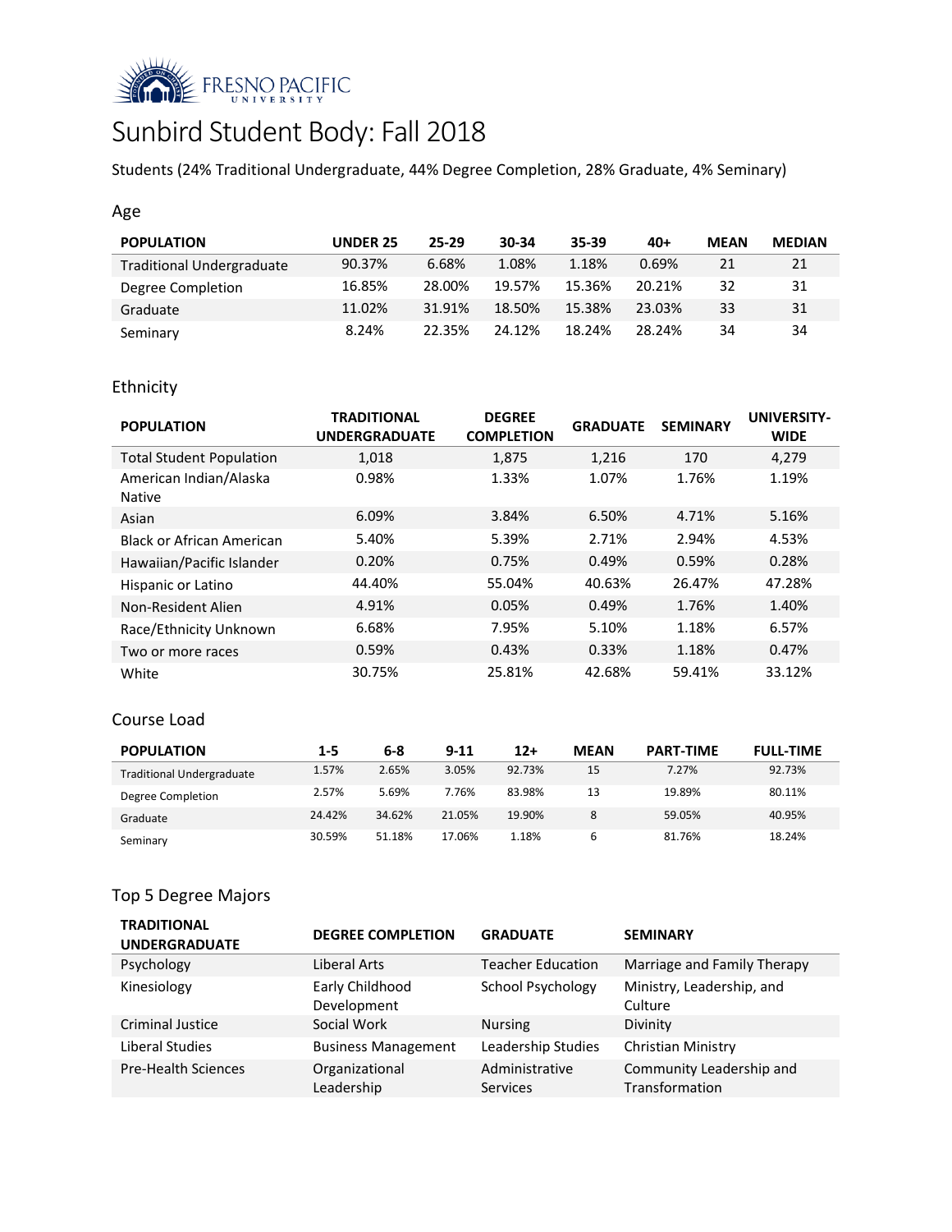FRESNO PACIFIC UNIVERSITY

# Sunbird Student Body: Fall 2018

Students (24% Traditional Undergraduate, 44% Degree Completion, 28% Graduate, 4% Seminary)

## Age

| POPULATION | UNDER 25 | 25-29 | 30-34 | 35-39 | 40+ | MEAN | MEDIAN |
|---|---|---|---|---|---|---|---|
| Traditional Undergraduate | 90.37% | 6.68% | 1.08% | 1.18% | 0.69% | 21 | 21 |
| Degree Completion | 16.85% | 28.00% | 19.57% | 15.36% | 20.21% | 32 | 31 |
| Graduate | 11.02% | 31.91% | 18.50% | 15.38% | 23.03% | 33 | 31 |
| Seminary | 8.24% | 22.35% | 24.12% | 18.24% | 28.24% | 34 | 34 |

## Ethnicity

| POPULATION | TRADITIONAL UNDERGRADUATE | DEGREE COMPLETION | GRADUATE | SEMINARY | UNIVERSITY-WIDE |
|---|---|---|---|---|---|
| Total Student Population | 1,018 | 1,875 | 1,216 | 170 | 4,279 |
| American Indian/Alaska Native | 0.98% | 1.33% | 1.07% | 1.76% | 1.19% |
| Asian | 6.09% | 3.84% | 6.50% | 4.71% | 5.16% |
| Black or African American | 5.40% | 5.39% | 2.71% | 2.94% | 4.53% |
| Hawaiian/Pacific Islander | 0.20% | 0.75% | 0.49% | 0.59% | 0.28% |
| Hispanic or Latino | 44.40% | 55.04% | 40.63% | 26.47% | 47.28% |
| Non-Resident Alien | 4.91% | 0.05% | 0.49% | 1.76% | 1.40% |
| Race/Ethnicity Unknown | 6.68% | 7.95% | 5.10% | 1.18% | 6.57% |
| Two or more races | 0.59% | 0.43% | 0.33% | 1.18% | 0.47% |
| White | 30.75% | 25.81% | 42.68% | 59.41% | 33.12% |

## Course Load

| POPULATION | 1-5 | 6-8 | 9-11 | 12+ | MEAN | PART-TIME | FULL-TIME |
|---|---|---|---|---|---|---|---|
| Traditional Undergraduate | 1.57% | 2.65% | 3.05% | 92.73% | 15 | 7.27% | 92.73% |
| Degree Completion | 2.57% | 5.69% | 7.76% | 83.98% | 13 | 19.89% | 80.11% |
| Graduate | 24.42% | 34.62% | 21.05% | 19.90% | 8 | 59.05% | 40.95% |
| Seminary | 30.59% | 51.18% | 17.06% | 1.18% | 6 | 81.76% | 18.24% |

## Top 5 Degree Majors

| TRADITIONAL UNDERGRADUATE | DEGREE COMPLETION | GRADUATE | SEMINARY |
|---|---|---|---|
| Psychology | Liberal Arts | Teacher Education | Marriage and Family Therapy |
| Kinesiology | Early Childhood Development | School Psychology | Ministry, Leadership, and Culture |
| Criminal Justice | Social Work | Nursing | Divinity |
| Liberal Studies | Business Management | Leadership Studies | Christian Ministry |
| Pre-Health Sciences | Organizational Leadership | Administrative Services | Community Leadership and Transformation |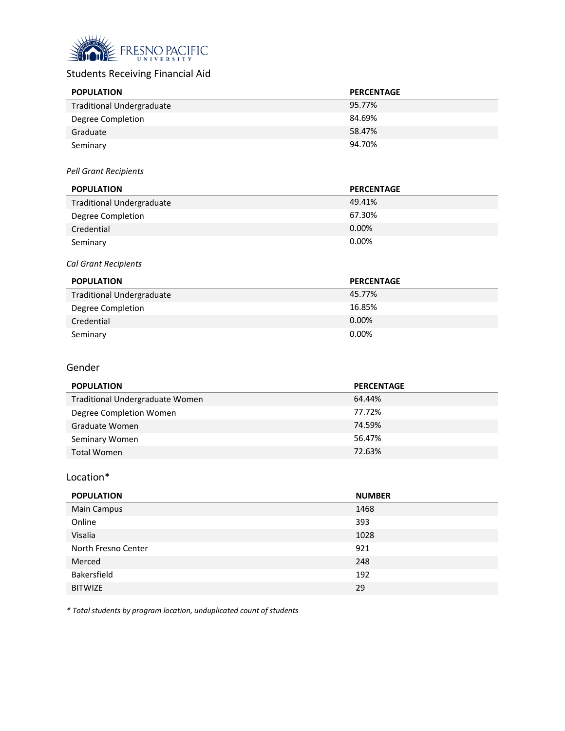FRESNO PACIFIC UNIVERSITY

## Students Receiving Financial Aid

| POPULATION | PERCENTAGE |
| --- | --- |
| Traditional Undergraduate | 95.77% |
| Degree Completion | 84.69% |
| Graduate | 58.47% |
| Seminary | 94.70% |

*Pell Grant Recipients*

| POPULATION | PERCENTAGE |
| --- | --- |
| Traditional Undergraduate | 49.41% |
| Degree Completion | 67.30% |
| Credential | 0.00% |
| Seminary | 0.00% |

*Cal Grant Recipients*

| POPULATION | PERCENTAGE |
| --- | --- |
| Traditional Undergraduate | 45.77% |
| Degree Completion | 16.85% |
| Credential | 0.00% |
| Seminary | 0.00% |

## Gender

| POPULATION | PERCENTAGE |
| --- | --- |
| Traditional Undergraduate Women | 64.44% |
| Degree Completion Women | 77.72% |
| Graduate Women | 74.59% |
| Seminary Women | 56.47% |
| Total Women | 72.63% |

## Location*

| POPULATION | NUMBER |
| --- | --- |
| Main Campus | 1468 |
| Online | 393 |
| Visalia | 1028 |
| North Fresno Center | 921 |
| Merced | 248 |
| Bakersfield | 192 |
| BITWIZE | 29 |

*\* Total students by program location, unduplicated count of students*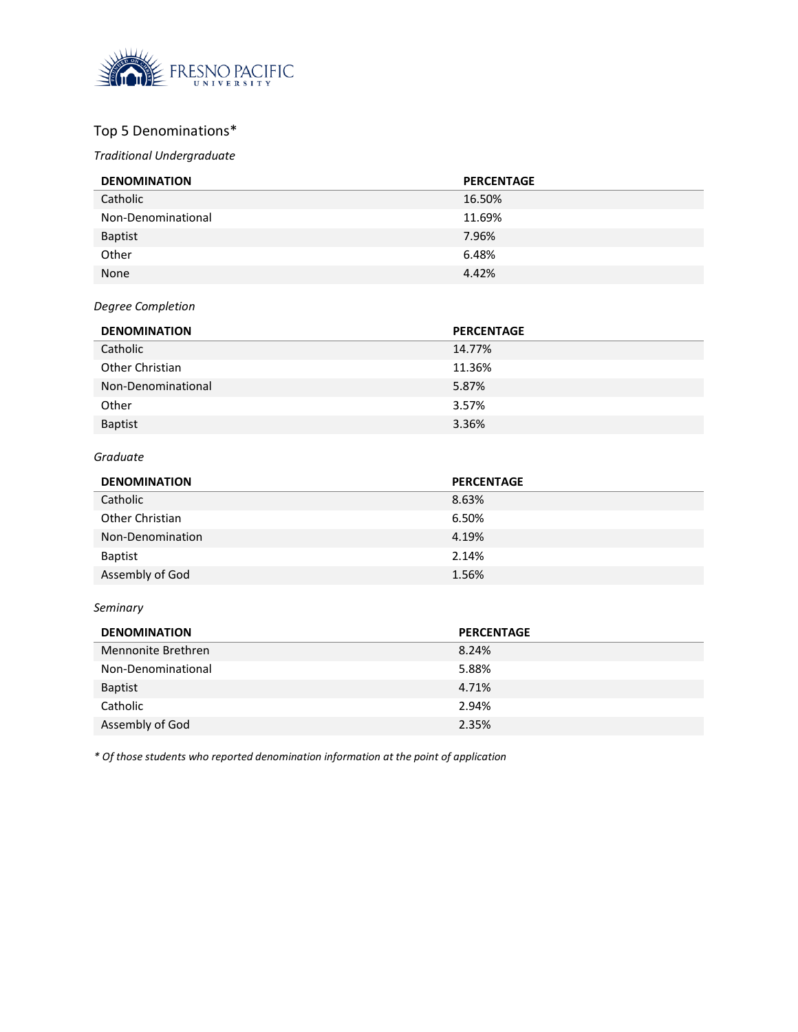## Top 5 Denominations*

*Traditional Undergraduate*

| DENOMINATION | PERCENTAGE |
|---|---|
| Catholic | 16.50% |
| Non-Denominational | 11.69% |
| Baptist | 7.96% |
| Other | 6.48% |
| None | 4.42% |

*Degree Completion*

| DENOMINATION | PERCENTAGE |
|---|---|
| Catholic | 14.77% |
| Other Christian | 11.36% |
| Non-Denominational | 5.87% |
| Other | 3.57% |
| Baptist | 3.36% |

*Graduate*

| DENOMINATION | PERCENTAGE |
|---|---|
| Catholic | 8.63% |
| Other Christian | 6.50% |
| Non-Denomination | 4.19% |
| Baptist | 2.14% |
| Assembly of God | 1.56% |

*Seminary*

| DENOMINATION | PERCENTAGE |
|---|---|
| Mennonite Brethren | 8.24% |
| Non-Denominational | 5.88% |
| Baptist | 4.71% |
| Catholic | 2.94% |
| Assembly of God | 2.35% |

*\* Of those students who reported denomination information at the point of application*